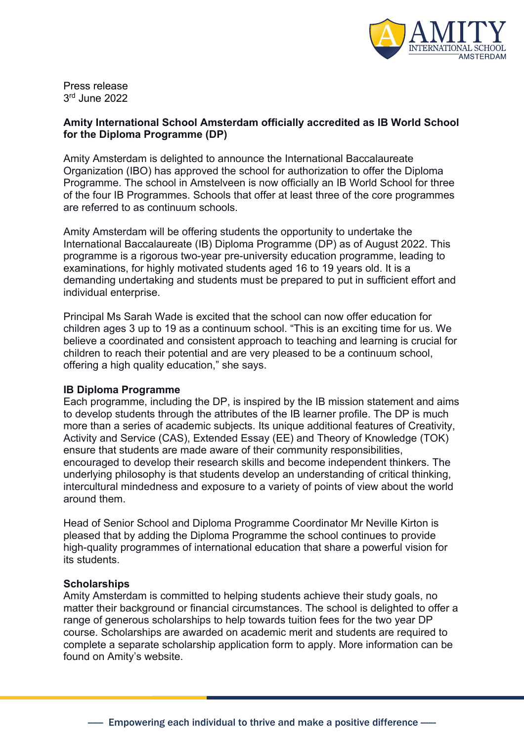Press release
3rd June 2022

**Amity International School Amsterdam officially accredited as IB World School for the Diploma Programme (DP)**

Amity Amsterdam is delighted to announce the International Baccalaureate Organization (IBO) has approved the school for authorization to offer the Diploma Programme. The school in Amstelveen is now officially an IB World School for three of the four IB Programmes. Schools that offer at least three of the core programmes are referred to as continuum schools.

Amity Amsterdam will be offering students the opportunity to undertake the International Baccalaureate (IB) Diploma Programme (DP) as of August 2022. This programme is a rigorous two-year pre-university education programme, leading to examinations, for highly motivated students aged 16 to 19 years old. It is a demanding undertaking and students must be prepared to put in sufficient effort and individual enterprise.

Principal Ms Sarah Wade is excited that the school can now offer education for children ages 3 up to 19 as a continuum school. "This is an exciting time for us. We believe a coordinated and consistent approach to teaching and learning is crucial for children to reach their potential and are very pleased to be a continuum school, offering a high quality education," she says.

**IB Diploma Programme**

Each programme, including the DP, is inspired by the IB mission statement and aims to develop students through the attributes of the IB learner profile. The DP is much more than a series of academic subjects. Its unique additional features of Creativity, Activity and Service (CAS), Extended Essay (EE) and Theory of Knowledge (TOK) ensure that students are made aware of their community responsibilities, encouraged to develop their research skills and become independent thinkers. The underlying philosophy is that students develop an understanding of critical thinking, intercultural mindedness and exposure to a variety of points of view about the world around them.

Head of Senior School and Diploma Programme Coordinator Mr Neville Kirton is pleased that by adding the Diploma Programme the school continues to provide high-quality programmes of international education that share a powerful vision for its students.

**Scholarships**

Amity Amsterdam is committed to helping students achieve their study goals, no matter their background or financial circumstances. The school is delighted to offer a range of generous scholarships to help towards tuition fees for the two year DP course. Scholarships are awarded on academic merit and students are required to complete a separate scholarship application form to apply. More information can be found on Amity's website.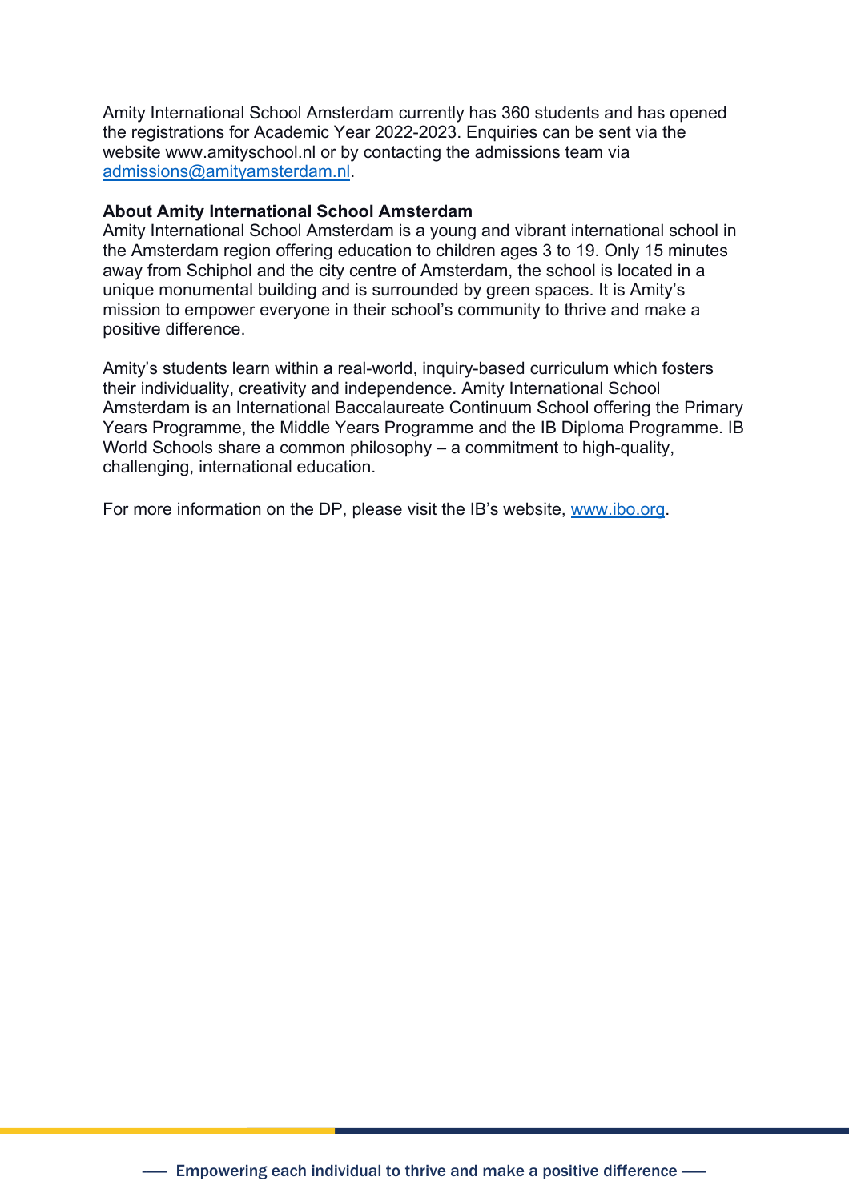Amity International School Amsterdam currently has 360 students and has opened the registrations for Academic Year 2022-2023. Enquiries can be sent via the website www.amityschool.nl or by contacting the admissions team via [admissions@amityamsterdam.nl](mailto:admissions@amityamsterdam.nl).

**About Amity International School Amsterdam**

Amity International School Amsterdam is a young and vibrant international school in the Amsterdam region offering education to children ages 3 to 19. Only 15 minutes away from Schiphol and the city centre of Amsterdam, the school is located in a unique monumental building and is surrounded by green spaces. It is Amity's mission to empower everyone in their school's community to thrive and make a positive difference.

Amity's students learn within a real-world, inquiry-based curriculum which fosters their individuality, creativity and independence. Amity International School Amsterdam is an International Baccalaureate Continuum School offering the Primary Years Programme, the Middle Years Programme and the IB Diploma Programme. IB World Schools share a common philosophy – a commitment to high-quality, challenging, international education.

For more information on the DP, please visit the IB's website, [www.ibo.org](http://www.ibo.org).